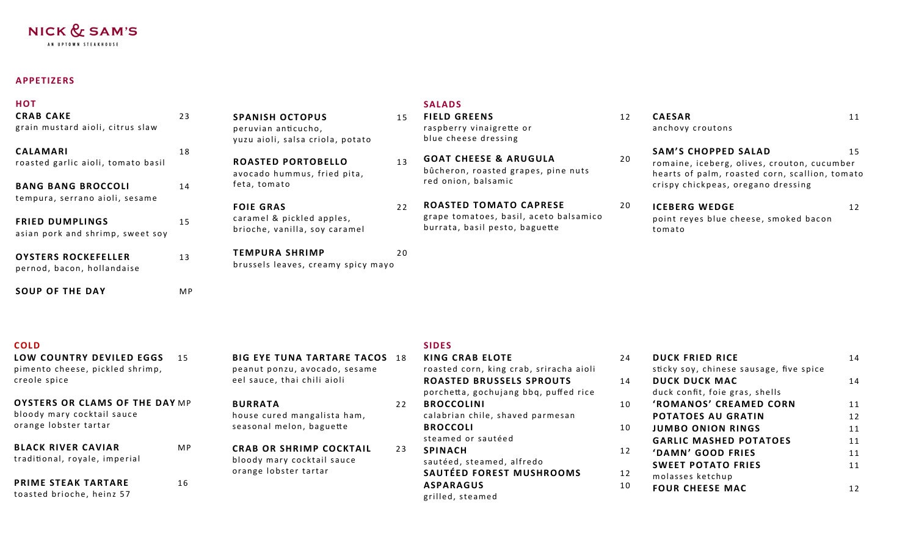# NICK & SAM'S

AN UPTOWN STEAKHOUSE

## APPETIZERS

### HOT

**CRAB CAKE** 23
grain mustard aioli, citrus slaw

**CALAMARI** 18
roasted garlic aioli, tomato basil

**BANG BANG BROCCOLI** 14
tempura, serrano aioli, sesame

**FRIED DUMPLINGS** 15
asian pork and shrimp, sweet soy

**OYSTERS ROCKEFELLER** 13
pernod, bacon, hollandaise

**SOUP OF THE DAY** MP

**SPANISH OCTOPUS** 15
peruvian anticucho,
yuzu aioli, salsa criola, potato

**ROASTED PORTOBELLO** 13
avocado hummus, fried pita,
feta, tomato

**FOIE GRAS** 22
caramel & pickled apples,
brioche, vanilla, soy caramel

**TEMPURA SHRIMP** 20
brussels leaves, creamy spicy mayo

### COLD

**LOW COUNTRY DEVILED EGGS** 15
pimento cheese, pickled shrimp,
creole spice

**OYSTERS OR CLAMS OF THE DAY** MP
bloody mary cocktail sauce
orange lobster tartar

**BLACK RIVER CAVIAR** MP
traditional, royale, imperial

**PRIME STEAK TARTARE** 16
toasted brioche, heinz 57

**BIG EYE TUNA TARTARE TACOS** 18
peanut ponzu, avocado, sesame
eel sauce, thai chili aioli

**BURRATA** 22
house cured mangalista ham,
seasonal melon, baguette

**CRAB OR SHRIMP COCKTAIL** 23
bloody mary cocktail sauce
orange lobster tartar

## SALADS

**FIELD GREENS** 12
raspberry vinaigrette or
blue cheese dressing

**GOAT CHEESE & ARUGULA** 20
bûcheron, roasted grapes, pine nuts
red onion, balsamic

**ROASTED TOMATO CAPRESE** 20
grape tomatoes, basil, aceto balsamico
burrata, basil pesto, baguette

**CAESAR** 11
anchovy croutons

**SAM'S CHOPPED SALAD** 15
romaine, iceberg, olives, crouton, cucumber
hearts of palm, roasted corn, scallion, tomato
crispy chickpeas, oregano dressing

**ICEBERG WEDGE** 12
point reyes blue cheese, smoked bacon
tomato

## SIDES

**KING CRAB ELOTE** 24
roasted corn, king crab, sriracha aioli

**ROASTED BRUSSELS SPROUTS** 14
porchetta, gochujang bbq, puffed rice

**BROCCOLINI** 10
calabrian chile, shaved parmesan

**BROCCOLI** 10
steamed or sautéed

**SPINACH** 12
sautéed, steamed, alfredo

**SAUTÉED FOREST MUSHROOMS** 12

**ASPARAGUS** 10
grilled, steamed

**DUCK FRIED RICE** 14
sticky soy, chinese sausage, five spice

**DUCK DUCK MAC** 14
duck confit, foie gras, shells

**'ROMANOS' CREAMED CORN** 11

**POTATOES AU GRATIN** 12

**JUMBO ONION RINGS** 11

**GARLIC MASHED POTATOES** 11

**'DAMN' GOOD FRIES** 11

**SWEET POTATO FRIES** 11
molasses ketchup

**FOUR CHEESE MAC** 12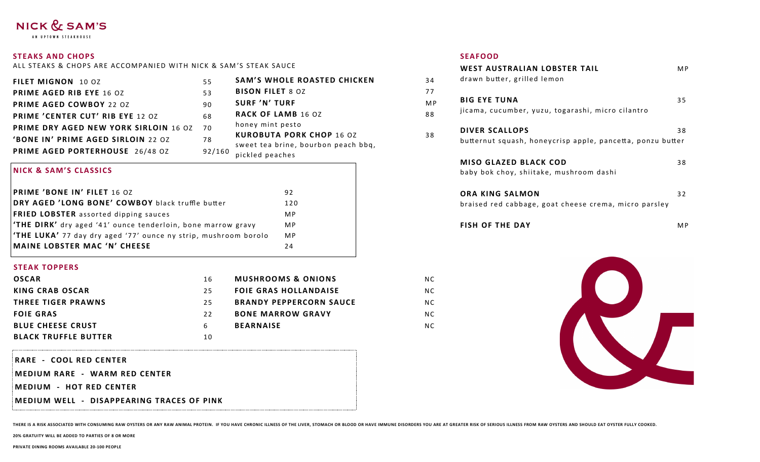NICK & SAM'S

AN UPTOWN STEAKHOUSE

## STEAKS AND CHOPS

ALL STEAKS & CHOPS ARE ACCOMPANIED WITH NICK & SAM'S STEAK SAUCE

| Item | Price |
|---|---|
| **FILET MIGNON** 10 OZ | 55 |
| **PRIME AGED RIB EYE** 16 OZ | 53 |
| **PRIME AGED COWBOY** 22 OZ | 90 |
| **PRIME 'CENTER CUT' RIB EYE** 12 OZ | 68 |
| **PRIME DRY AGED NEW YORK SIRLOIN** 16 OZ | 70 |
| **'BONE IN' PRIME AGED SIRLOIN** 22 OZ | 78 |
| **PRIME AGED PORTERHOUSE** 26/48 OZ | 92/160 |
| **SAM'S WHOLE ROASTED CHICKEN** | 34 |
| **BISON FILET** 8 OZ | 77 |
| **SURF 'N' TURF** | MP |
| **RACK OF LAMB** 16 OZ<br>honey mint pesto | 88 |
| **KUROBUTA PORK CHOP** 16 OZ<br>sweet tea brine, bourbon peach bbq, pickled peaches | 38 |

## NICK & SAM'S CLASSICS

| Item | Price |
|---|---|
| **PRIME 'BONE IN' FILET** 16 OZ | 92 |
| **DRY AGED 'LONG BONE' COWBOY** black truffle butter | 120 |
| **FRIED LOBSTER** assorted dipping sauces | MP |
| **'THE DIRK'** dry aged '41' ounce tenderloin, bone marrow gravy | MP |
| **'THE LUKA'** 77 day dry aged '77' ounce ny strip, mushroom borolo | MP |
| **MAINE LOBSTER MAC 'N' CHEESE** | 24 |

## STEAK TOPPERS

| Item | Price |
|---|---|
| **OSCAR** | 16 |
| **KING CRAB OSCAR** | 25 |
| **THREE TIGER PRAWNS** | 25 |
| **FOIE GRAS** | 22 |
| **BLUE CHEESE CRUST** | 6 |
| **BLACK TRUFFLE BUTTER** | 10 |
| **MUSHROOMS & ONIONS** | NC |
| **FOIE GRAS HOLLANDAISE** | NC |
| **BRANDY PEPPERCORN SAUCE** | NC |
| **BONE MARROW GRAVY** | NC |
| **BEARNAISE** | NC |

**RARE - COOL RED CENTER**

**MEDIUM RARE - WARM RED CENTER**

**MEDIUM - HOT RED CENTER**

**MEDIUM WELL - DISAPPEARING TRACES OF PINK**

## SEAFOOD

| Item | Price |
|---|---|
| **WEST AUSTRALIAN LOBSTER TAIL**<br>drawn butter, grilled lemon | MP |
| **BIG EYE TUNA**<br>jicama, cucumber, yuzu, togarashi, micro cilantro | 35 |
| **DIVER SCALLOPS**<br>butternut squash, honeycrisp apple, pancetta, ponzu butter | 38 |
| **MISO GLAZED BLACK COD**<br>baby bok choy, shiitake, mushroom dashi | 38 |
| **ORA KING SALMON**<br>braised red cabbage, goat cheese crema, micro parsley | 32 |
| **FISH OF THE DAY** | MP |

**THERE IS A RISK ASSOCIATED WITH CONSUMING RAW OYSTERS OR ANY RAW ANIMAL PROTEIN. IF YOU HAVE CHRONIC ILLNESS OF THE LIVER, STOMACH OR BLOOD OR HAVE IMMUNE DISORDERS YOU ARE AT GREATER RISK OF SERIOUS ILLNESS FROM RAW OYSTERS AND SHOULD EAT OYSTER FULLY COOKED.**

**20% GRATUITY WILL BE ADDED TO PARTIES OF 8 OR MORE**

**PRIVATE DINING ROOMS AVAILABLE 20-100 PEOPLE**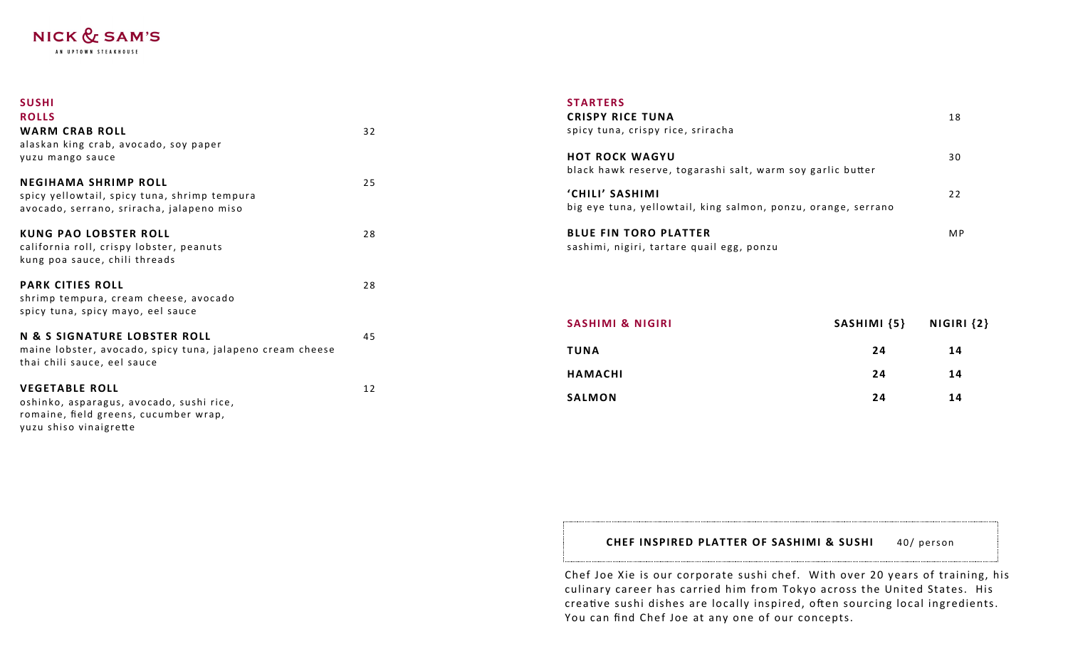# NICK & SAM'S

AN UPTOWN STEAKHOUSE

## SUSHI

### ROLLS

**WARM CRAB ROLL** — 32
alaskan king crab, avocado, soy paper
yuzu mango sauce

**NEGIHAMA SHRIMP ROLL** — 25
spicy yellowtail, spicy tuna, shrimp tempura
avocado, serrano, sriracha, jalapeno miso

**KUNG PAO LOBSTER ROLL** — 28
california roll, crispy lobster, peanuts
kung poa sauce, chili threads

**PARK CITIES ROLL** — 28
shrimp tempura, cream cheese, avocado
spicy tuna, spicy mayo, eel sauce

**N & S SIGNATURE LOBSTER ROLL** — 45
maine lobster, avocado, spicy tuna, jalapeno cream cheese
thai chili sauce, eel sauce

**VEGETABLE ROLL** — 12
oshinko, asparagus, avocado, sushi rice,
romaine, field greens, cucumber wrap,
yuzu shiso vinaigrette

## STARTERS

**CRISPY RICE TUNA** — 18
spicy tuna, crispy rice, sriracha

**HOT ROCK WAGYU** — 30
black hawk reserve, togarashi salt, warm soy garlic butter

**'CHILI' SASHIMI** — 22
big eye tuna, yellowtail, king salmon, ponzu, orange, serrano

**BLUE FIN TORO PLATTER** — MP
sashimi, nigiri, tartare quail egg, ponzu

| SASHIMI & NIGIRI | SASHIMI {5} | NIGIRI {2} |
|---|---|---|
| TUNA | 24 | 14 |
| HAMACHI | 24 | 14 |
| SALMON | 24 | 14 |

**CHEF INSPIRED PLATTER OF SASHIMI & SUSHI** — 40/ person

Chef Joe Xie is our corporate sushi chef. With over 20 years of training, his culinary career has carried him from Tokyo across the United States. His creative sushi dishes are locally inspired, often sourcing local ingredients. You can find Chef Joe at any one of our concepts.